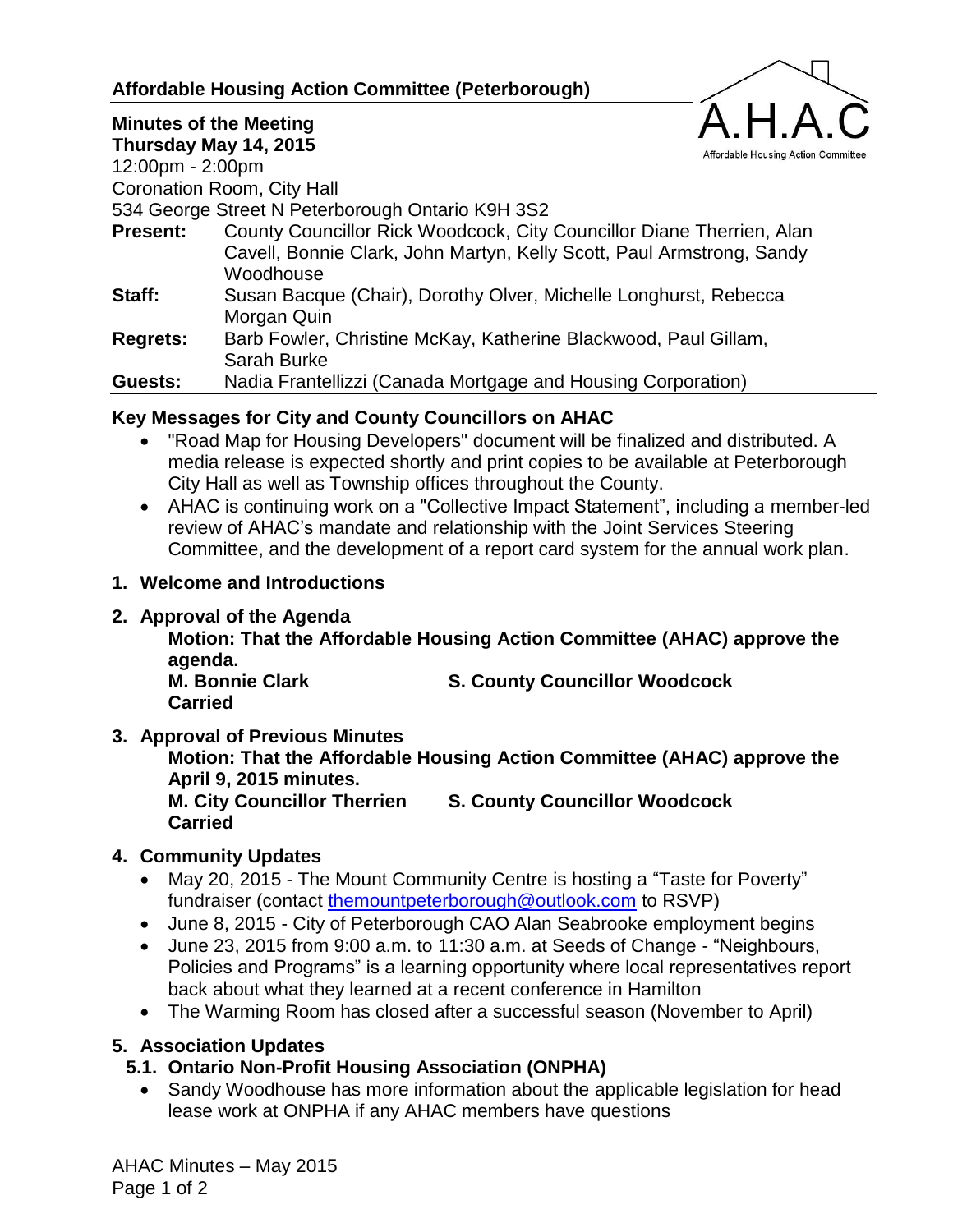# Affordable Housing Action Committee (Peterborough)

A.H.A.C
Affordable Housing Action Committee

**Minutes of the Meeting**
**Thursday May 14, 2015**
12:00pm - 2:00pm
Coronation Room, City Hall
534 George Street N Peterborough Ontario K9H 3S2

| | |
|---|---|
| **Present:** | County Councillor Rick Woodcock, City Councillor Diane Therrien, Alan Cavell, Bonnie Clark, John Martyn, Kelly Scott, Paul Armstrong, Sandy Woodhouse |
| **Staff:** | Susan Bacque (Chair), Dorothy Olver, Michelle Longhurst, Rebecca Morgan Quin |
| **Regrets:** | Barb Fowler, Christine McKay, Katherine Blackwood, Paul Gillam, Sarah Burke |
| **Guests:** | Nadia Frantellizzi (Canada Mortgage and Housing Corporation) |

## Key Messages for City and County Councillors on AHAC

- "Road Map for Housing Developers" document will be finalized and distributed. A media release is expected shortly and print copies to be available at Peterborough City Hall as well as Township offices throughout the County.
- AHAC is continuing work on a "Collective Impact Statement", including a member-led review of AHAC's mandate and relationship with the Joint Services Steering Committee, and the development of a report card system for the annual work plan.

## 1. Welcome and Introductions

## 2. Approval of the Agenda

**Motion: That the Affordable Housing Action Committee (AHAC) approve the agenda.**
**M. Bonnie Clark** **S. County Councillor Woodcock**
**Carried**

## 3. Approval of Previous Minutes

**Motion: That the Affordable Housing Action Committee (AHAC) approve the April 9, 2015 minutes.**
**M. City Councillor Therrien** **S. County Councillor Woodcock**
**Carried**

## 4. Community Updates

- May 20, 2015 - The Mount Community Centre is hosting a "Taste for Poverty" fundraiser (contact themountpeterborough@outlook.com to RSVP)
- June 8, 2015 - City of Peterborough CAO Alan Seabrooke employment begins
- June 23, 2015 from 9:00 a.m. to 11:30 a.m. at Seeds of Change - "Neighbours, Policies and Programs" is a learning opportunity where local representatives report back about what they learned at a recent conference in Hamilton
- The Warming Room has closed after a successful season (November to April)

## 5. Association Updates

### 5.1. Ontario Non-Profit Housing Association (ONPHA)

- Sandy Woodhouse has more information about the applicable legislation for head lease work at ONPHA if any AHAC members have questions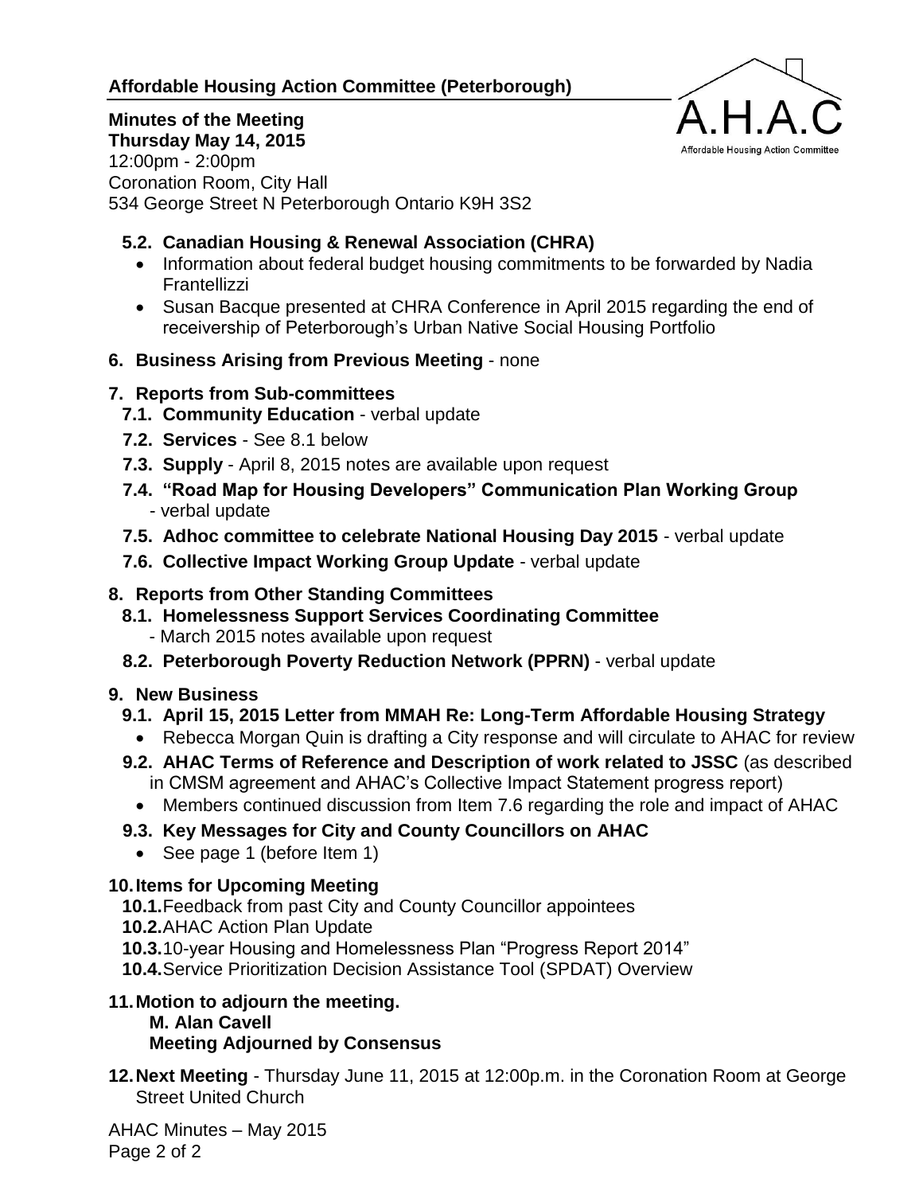**Affordable Housing Action Committee (Peterborough)**

**Minutes of the Meeting**
**Thursday May 14, 2015**
12:00pm - 2:00pm
Coronation Room, City Hall
534 George Street N Peterborough Ontario K9H 3S2

A.H.A.C
Affordable Housing Action Committee

**5.2. Canadian Housing & Renewal Association (CHRA)**

- Information about federal budget housing commitments to be forwarded by Nadia Frantellizzi
- Susan Bacque presented at CHRA Conference in April 2015 regarding the end of receivership of Peterborough's Urban Native Social Housing Portfolio

**6. Business Arising from Previous Meeting** - none

**7. Reports from Sub-committees**

**7.1. Community Education** - verbal update

**7.2. Services** - See 8.1 below

**7.3. Supply** - April 8, 2015 notes are available upon request

**7.4. "Road Map for Housing Developers" Communication Plan Working Group** - verbal update

**7.5. Adhoc committee to celebrate National Housing Day 2015** - verbal update

**7.6. Collective Impact Working Group Update** - verbal update

**8. Reports from Other Standing Committees**

**8.1. Homelessness Support Services Coordinating Committee**
- March 2015 notes available upon request

**8.2. Peterborough Poverty Reduction Network (PPRN)** - verbal update

**9. New Business**

**9.1. April 15, 2015 Letter from MMAH Re: Long-Term Affordable Housing Strategy**

- Rebecca Morgan Quin is drafting a City response and will circulate to AHAC for review

**9.2. AHAC Terms of Reference and Description of work related to JSSC** (as described in CMSM agreement and AHAC's Collective Impact Statement progress report)

- Members continued discussion from Item 7.6 regarding the role and impact of AHAC

**9.3. Key Messages for City and County Councillors on AHAC**

- See page 1 (before Item 1)

**10. Items for Upcoming Meeting**

**10.1.** Feedback from past City and County Councillor appointees

**10.2.** AHAC Action Plan Update

**10.3.** 10-year Housing and Homelessness Plan "Progress Report 2014"

**10.4.** Service Prioritization Decision Assistance Tool (SPDAT) Overview

**11. Motion to adjourn the meeting.**
**M. Alan Cavell**
**Meeting Adjourned by Consensus**

**12. Next Meeting** - Thursday June 11, 2015 at 12:00p.m. in the Coronation Room at George Street United Church